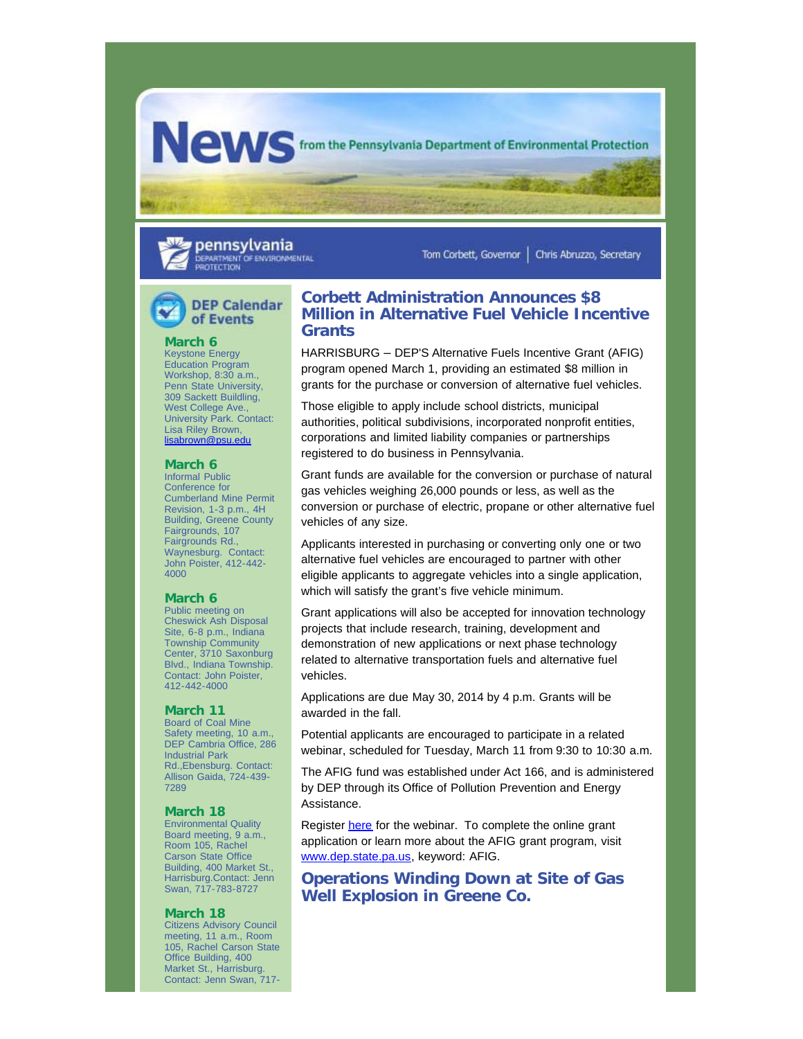# News from the Pennsylvania Department of Environmental Protection

pennsylvania DEPARTMENT OF ENVIRONMENTAL PROTECTION

Tom Corbett, Governor | Chris Abruzzo, Secretary

## Corbett Administration Announces $8 Million in Alternative Fuel Vehicle Incentive Grants

HARRISBURG – DEP'S Alternative Fuels Incentive Grant (AFIG) program opened March 1, providing an estimated $8 million in grants for the purchase or conversion of alternative fuel vehicles.

Those eligible to apply include school districts, municipal authorities, political subdivisions, incorporated nonprofit entities, corporations and limited liability companies or partnerships registered to do business in Pennsylvania.

Grant funds are available for the conversion or purchase of natural gas vehicles weighing 26,000 pounds or less, as well as the conversion or purchase of electric, propane or other alternative fuel vehicles of any size.

Applicants interested in purchasing or converting only one or two alternative fuel vehicles are encouraged to partner with other eligible applicants to aggregate vehicles into a single application, which will satisfy the grant's five vehicle minimum.

Grant applications will also be accepted for innovation technology projects that include research, training, development and demonstration of new applications or next phase technology related to alternative transportation fuels and alternative fuel vehicles.

Applications are due May 30, 2014 by 4 p.m. Grants will be awarded in the fall.

Potential applicants are encouraged to participate in a related webinar, scheduled for Tuesday, March 11 from 9:30 to 10:30 a.m.

The AFIG fund was established under Act 166, and is administered by DEP through its Office of Pollution Prevention and Energy Assistance.

Register here for the webinar. To complete the online grant application or learn more about the AFIG grant program, visit www.dep.state.pa.us, keyword: AFIG.

## Operations Winding Down at Site of Gas Well Explosion in Greene Co.

## DEP Calendar of Events

**March 6**
Keystone Energy Education Program Workshop, 8:30 a.m., Penn State University, 309 Sackett Building, West College Ave., University Park. Contact: Lisa Riley Brown, lisabrown@psu.edu

**March 6**
Informal Public Conference for Cumberland Mine Permit Revision, 1-3 p.m., 4H Building, Greene County Fairgrounds, 107 Fairgrounds Rd., Waynesburg. Contact: John Poister, 412-442-4000

**March 6**
Public meeting on Cheswick Ash Disposal Site, 6-8 p.m., Indiana Township Community Center, 3710 Saxonburg Blvd., Indiana Township. Contact: John Poister, 412-442-4000

**March 11**
Board of Coal Mine Safety meeting, 10 a.m., DEP Cambria Office, 286 Industrial Park Rd.,Ebensburg. Contact: Allison Gaida, 724-439-7289

**March 18**
Environmental Quality Board meeting, 9 a.m., Room 105, Rachel Carson State Office Building, 400 Market St., Harrisburg.Contact: Jenn Swan, 717-783-8727

**March 18**
Citizens Advisory Council meeting, 11 a.m., Room 105, Rachel Carson State Office Building, 400 Market St., Harrisburg. Contact: Jenn Swan, 717-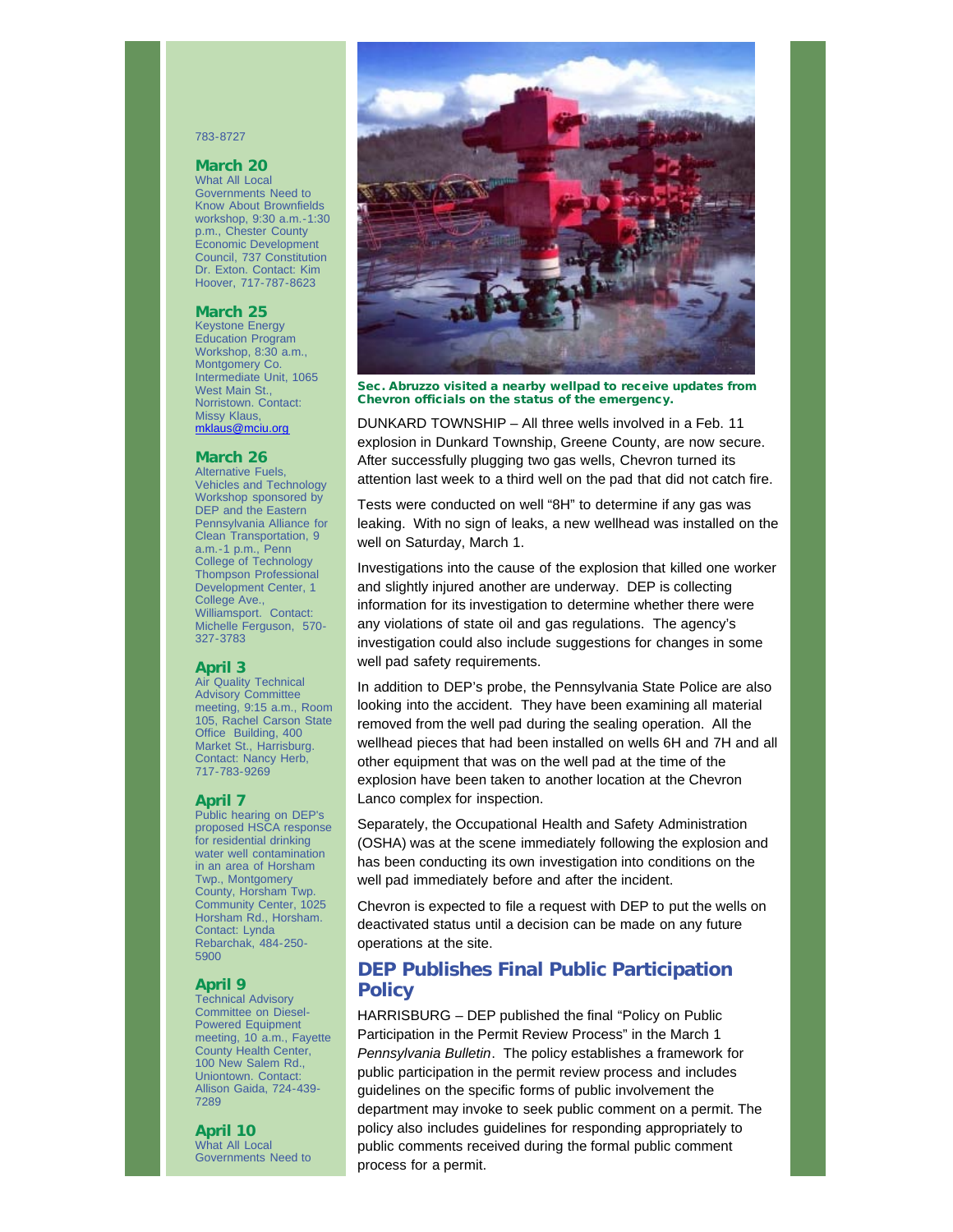783-8727

**March 20**
What All Local Governments Need to Know About Brownfields workshop, 9:30 a.m.-1:30 p.m., Chester County Economic Development Council, 737 Constitution Dr. Exton. Contact: Kim Hoover, 717-787-8623

**March 25**
Keystone Energy Education Program Workshop, 8:30 a.m., Montgomery Co. Intermediate Unit, 1065 West Main St., Norristown. Contact: Missy Klaus, mklaus@mciu.org

**March 26**
Alternative Fuels, Vehicles and Technology Workshop sponsored by DEP and the Eastern Pennsylvania Alliance for Clean Transportation, 9 a.m.-1 p.m., Penn College of Technology Thompson Professional Development Center, 1 College Ave., Williamsport. Contact: Michelle Ferguson, 570-327-3783

**April 3**
Air Quality Technical Advisory Committee meeting, 9:15 a.m., Room 105, Rachel Carson State Office Building, 400 Market St., Harrisburg. Contact: Nancy Herb, 717-783-9269

**April 7**
Public hearing on DEP's proposed HSCA response for residential drinking water well contamination in an area of Horsham Twp., Montgomery County, Horsham Twp. Community Center, 1025 Horsham Rd., Horsham. Contact: Lynda Rebarchak, 484-250-5900

**April 9**
Technical Advisory Committee on Diesel-Powered Equipment meeting, 10 a.m., Fayette County Health Center, 100 New Salem Rd., Uniontown. Contact: Allison Gaida, 724-439-7289

**April 10**
What All Local Governments Need to

**Sec. Abruzzo visited a nearby wellpad to receive updates from Chevron officials on the status of the emergency.**

DUNKARD TOWNSHIP – All three wells involved in a Feb. 11 explosion in Dunkard Township, Greene County, are now secure. After successfully plugging two gas wells, Chevron turned its attention last week to a third well on the pad that did not catch fire.

Tests were conducted on well "8H" to determine if any gas was leaking. With no sign of leaks, a new wellhead was installed on the well on Saturday, March 1.

Investigations into the cause of the explosion that killed one worker and slightly injured another are underway. DEP is collecting information for its investigation to determine whether there were any violations of state oil and gas regulations. The agency's investigation could also include suggestions for changes in some well pad safety requirements.

In addition to DEP's probe, the Pennsylvania State Police are also looking into the accident. They have been examining all material removed from the well pad during the sealing operation. All the wellhead pieces that had been installed on wells 6H and 7H and all other equipment that was on the well pad at the time of the explosion have been taken to another location at the Chevron Lanco complex for inspection.

Separately, the Occupational Health and Safety Administration (OSHA) was at the scene immediately following the explosion and has been conducting its own investigation into conditions on the well pad immediately before and after the incident.

Chevron is expected to file a request with DEP to put the wells on deactivated status until a decision can be made on any future operations at the site.

## DEP Publishes Final Public Participation Policy

HARRISBURG – DEP published the final "Policy on Public Participation in the Permit Review Process" in the March 1 *Pennsylvania Bulletin*. The policy establishes a framework for public participation in the permit review process and includes guidelines on the specific forms of public involvement the department may invoke to seek public comment on a permit. The policy also includes guidelines for responding appropriately to public comments received during the formal public comment process for a permit.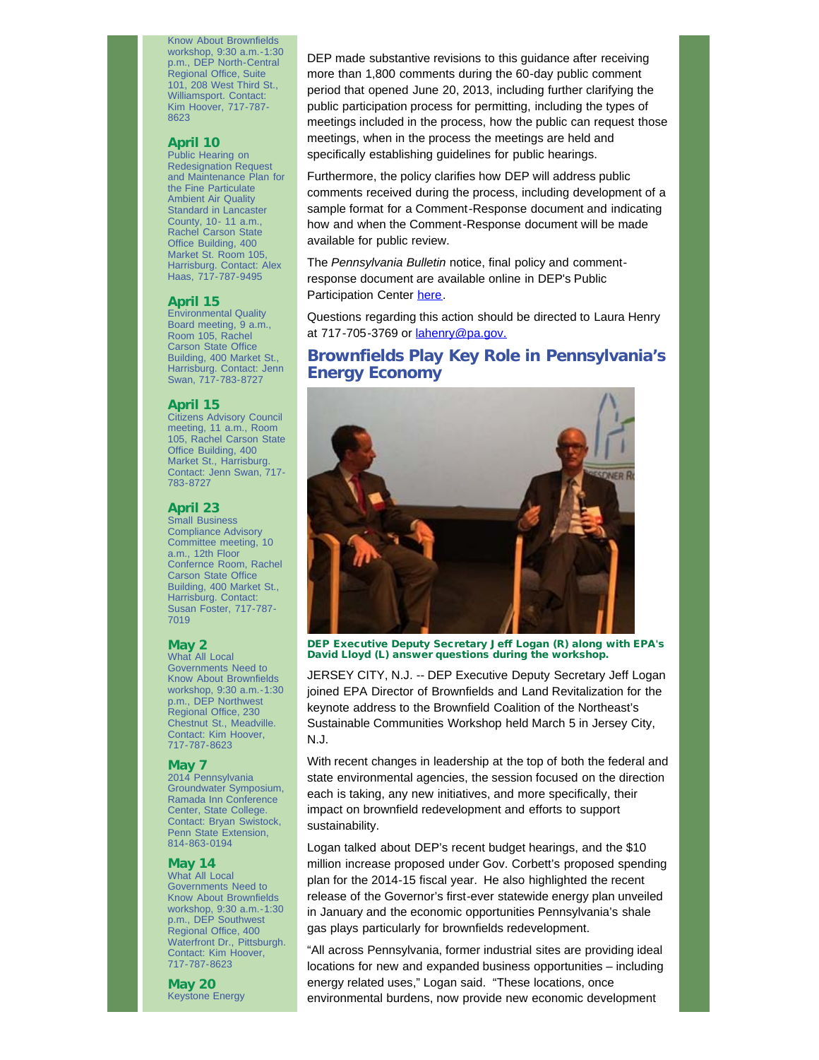Know About Brownfields workshop, 9:30 a.m.-1:30 p.m., DEP North-Central Regional Office, Suite 101, 208 West Third St., Williamsport. Contact: Kim Hoover, 717-787-8623

**April 10**
Public Hearing on Redesignation Request and Maintenance Plan for the Fine Particulate Ambient Air Quality Standard in Lancaster County, 10- 11 a.m., Rachel Carson State Office Building, 400 Market St. Room 105, Harrisburg. Contact: Alex Haas, 717-787-9495

**April 15**
Environmental Quality Board meeting, 9 a.m., Room 105, Rachel Carson State Office Building, 400 Market St., Harrisburg. Contact: Jenn Swan, 717-783-8727

**April 15**
Citizens Advisory Council meeting, 11 a.m., Room 105, Rachel Carson State Office Building, 400 Market St., Harrisburg. Contact: Jenn Swan, 717-783-8727

**April 23**
Small Business Compliance Advisory Committee meeting, 10 a.m., 12th Floor Confernce Room, Rachel Carson State Office Building, 400 Market St., Harrisburg. Contact: Susan Foster, 717-787-7019

**May 2**
What All Local Governments Need to Know About Brownfields workshop, 9:30 a.m.-1:30 p.m., DEP Northwest Regional Office, 230 Chestnut St., Meadville. Contact: Kim Hoover, 717-787-8623

**May 7**
2014 Pennsylvania Groundwater Symposium, Ramada Inn Conference Center, State College. Contact: Bryan Swistock, Penn State Extension, 814-863-0194

**May 14**
What All Local Governments Need to Know About Brownfields workshop, 9:30 a.m.-1:30 p.m., DEP Southwest Regional Office, 400 Waterfront Dr., Pittsburgh. Contact: Kim Hoover, 717-787-8623

**May 20**
Keystone Energy

DEP made substantive revisions to this guidance after receiving more than 1,800 comments during the 60-day public comment period that opened June 20, 2013, including further clarifying the public participation process for permitting, including the types of meetings included in the process, how the public can request those meetings, when in the process the meetings are held and specifically establishing guidelines for public hearings.

Furthermore, the policy clarifies how DEP will address public comments received during the process, including development of a sample format for a Comment-Response document and indicating how and when the Comment-Response document will be made available for public review.

The *Pennsylvania Bulletin* notice, final policy and comment-response document are available online in DEP's Public Participation Center here.

Questions regarding this action should be directed to Laura Henry at 717-705-3769 or lahenry@pa.gov.

## Brownfields Play Key Role in Pennsylvania's Energy Economy

**DEP Executive Deputy Secretary Jeff Logan (R) along with EPA's David Lloyd (L) answer questions during the workshop.**

JERSEY CITY, N.J. -- DEP Executive Deputy Secretary Jeff Logan joined EPA Director of Brownfields and Land Revitalization for the keynote address to the Brownfield Coalition of the Northeast's Sustainable Communities Workshop held March 5 in Jersey City, N.J.

With recent changes in leadership at the top of both the federal and state environmental agencies, the session focused on the direction each is taking, any new initiatives, and more specifically, their impact on brownfield redevelopment and efforts to support sustainability.

Logan talked about DEP's recent budget hearings, and the $10 million increase proposed under Gov. Corbett's proposed spending plan for the 2014-15 fiscal year. He also highlighted the recent release of the Governor's first-ever statewide energy plan unveiled in January and the economic opportunities Pennsylvania's shale gas plays particularly for brownfields redevelopment.

"All across Pennsylvania, former industrial sites are providing ideal locations for new and expanded business opportunities – including energy related uses," Logan said. "These locations, once environmental burdens, now provide new economic development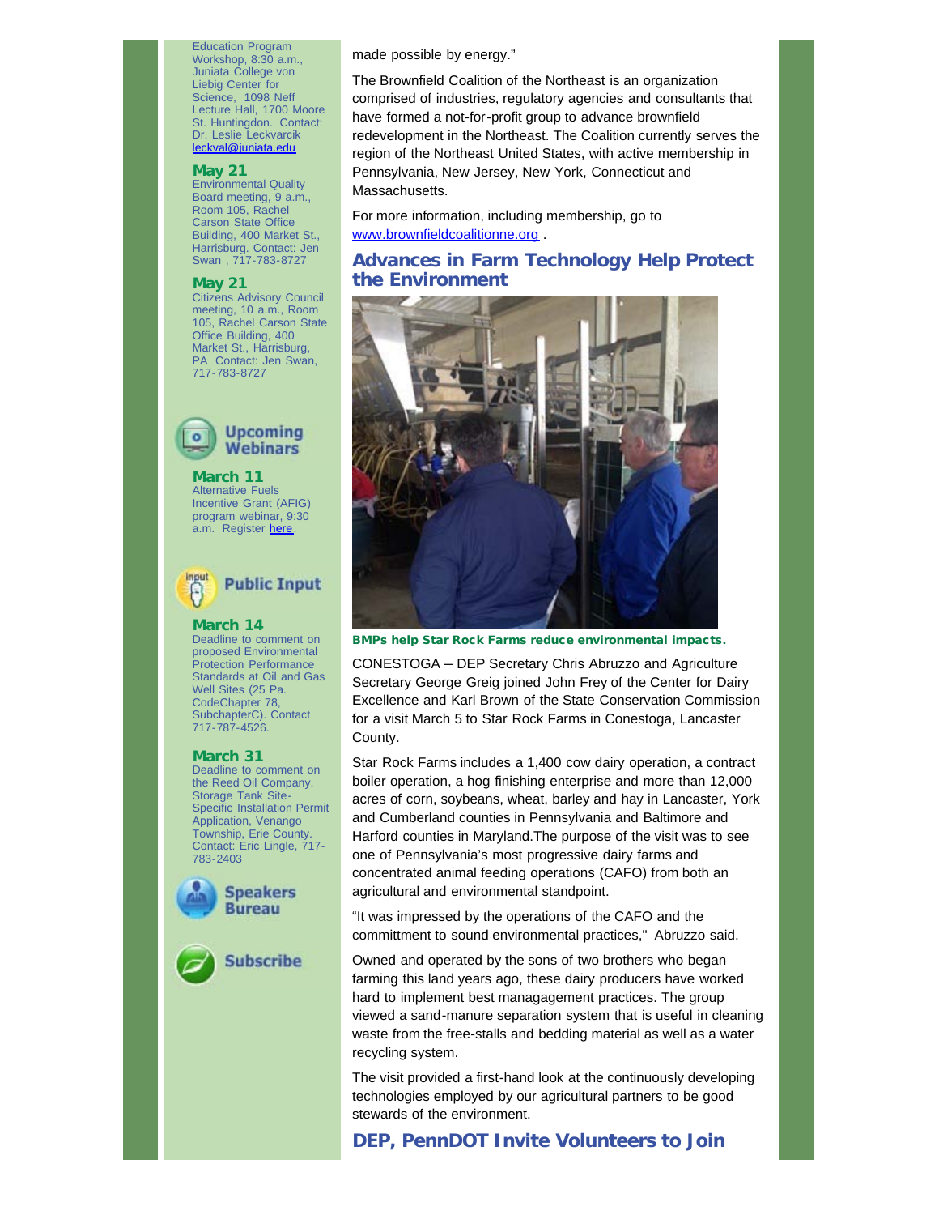Education Program Workshop, 8:30 a.m., Juniata College von Liebig Center for Science, 1098 Neff Lecture Hall, 1700 Moore St. Huntingdon. Contact: Dr. Leslie Leckvarcik leckval@juniata.edu

**May 21**
Environmental Quality Board meeting, 9 a.m., Room 105, Rachel Carson State Office Building, 400 Market St., Harrisburg. Contact: Jen Swan , 717-783-8727

**May 21**
Citizens Advisory Council meeting, 10 a.m., Room 105, Rachel Carson State Office Building, 400 Market St., Harrisburg, PA Contact: Jen Swan, 717-783-8727

## Upcoming Webinars

**March 11**
Alternative Fuels Incentive Grant (AFIG) program webinar, 9:30 a.m. Register here.

## Public Input

**March 14**
Deadline to comment on proposed Environmental Protection Performance Standards at Oil and Gas Well Sites (25 Pa. CodeChapter 78, SubchapterC). Contact 717-787-4526.

**March 31**
Deadline to comment on the Reed Oil Company, Storage Tank Site-Specific Installation Permit Application, Venango Township, Erie County. Contact: Eric Lingle, 717-783-2403

## Speakers Bureau

## Subscribe

made possible by energy."

The Brownfield Coalition of the Northeast is an organization comprised of industries, regulatory agencies and consultants that have formed a not-for-profit group to advance brownfield redevelopment in the Northeast. The Coalition currently serves the region of the Northeast United States, with active membership in Pennsylvania, New Jersey, New York, Connecticut and Massachusetts.

For more information, including membership, go to www.brownfieldcoalitionne.org .

## Advances in Farm Technology Help Protect the Environment

BMPs help Star Rock Farms reduce environmental impacts.

CONESTOGA – DEP Secretary Chris Abruzzo and Agriculture Secretary George Greig joined John Frey of the Center for Dairy Excellence and Karl Brown of the State Conservation Commission for a visit March 5 to Star Rock Farms in Conestoga, Lancaster County.

Star Rock Farms includes a 1,400 cow dairy operation, a contract boiler operation, a hog finishing enterprise and more than 12,000 acres of corn, soybeans, wheat, barley and hay in Lancaster, York and Cumberland counties in Pennsylvania and Baltimore and Harford counties in Maryland.The purpose of the visit was to see one of Pennsylvania's most progressive dairy farms and concentrated animal feeding operations (CAFO) from both an agricultural and environmental standpoint.

"It was impressed by the operations of the CAFO and the committment to sound environmental practices," Abruzzo said.

Owned and operated by the sons of two brothers who began farming this land years ago, these dairy producers have worked hard to implement best managagement practices. The group viewed a sand-manure separation system that is useful in cleaning waste from the free-stalls and bedding material as well as a water recycling system.

The visit provided a first-hand look at the continuously developing technologies employed by our agricultural partners to be good stewards of the environment.

## DEP, PennDOT Invite Volunteers to Join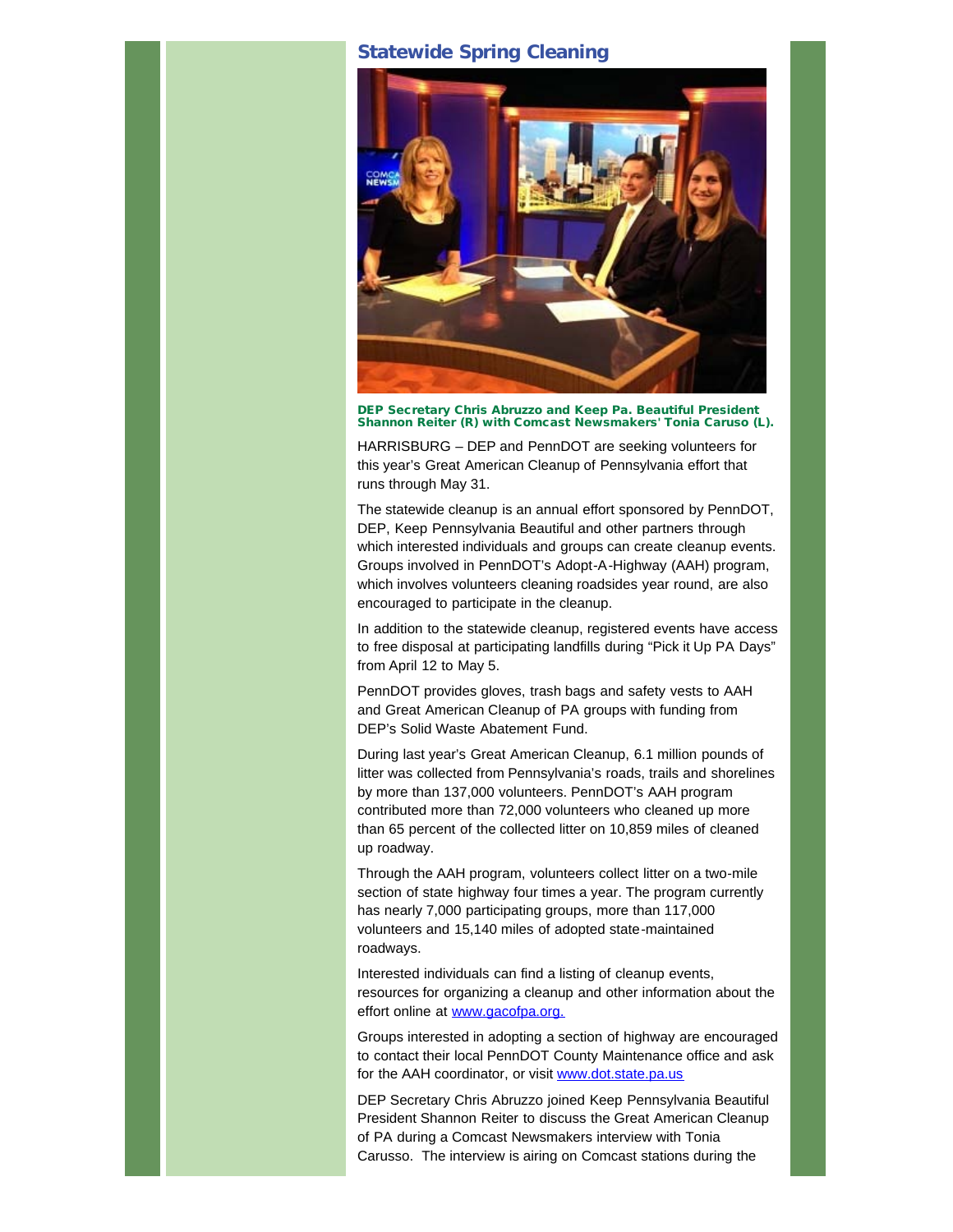## Statewide Spring Cleaning

DEP Secretary Chris Abruzzo and Keep Pa. Beautiful President Shannon Reiter (R) with Comcast Newsmakers' Tonia Caruso (L).

HARRISBURG – DEP and PennDOT are seeking volunteers for this year's Great American Cleanup of Pennsylvania effort that runs through May 31.

The statewide cleanup is an annual effort sponsored by PennDOT, DEP, Keep Pennsylvania Beautiful and other partners through which interested individuals and groups can create cleanup events. Groups involved in PennDOT's Adopt-A-Highway (AAH) program, which involves volunteers cleaning roadsides year round, are also encouraged to participate in the cleanup.

In addition to the statewide cleanup, registered events have access to free disposal at participating landfills during "Pick it Up PA Days" from April 12 to May 5.

PennDOT provides gloves, trash bags and safety vests to AAH and Great American Cleanup of PA groups with funding from DEP's Solid Waste Abatement Fund.

During last year's Great American Cleanup, 6.1 million pounds of litter was collected from Pennsylvania's roads, trails and shorelines by more than 137,000 volunteers. PennDOT's AAH program contributed more than 72,000 volunteers who cleaned up more than 65 percent of the collected litter on 10,859 miles of cleaned up roadway.

Through the AAH program, volunteers collect litter on a two-mile section of state highway four times a year. The program currently has nearly 7,000 participating groups, more than 117,000 volunteers and 15,140 miles of adopted state-maintained roadways.

Interested individuals can find a listing of cleanup events, resources for organizing a cleanup and other information about the effort online at [www.gacofpa.org.](www.gacofpa.org)

Groups interested in adopting a section of highway are encouraged to contact their local PennDOT County Maintenance office and ask for the AAH coordinator, or visit [www.dot.state.pa.us](www.dot.state.pa.us)

DEP Secretary Chris Abruzzo joined Keep Pennsylvania Beautiful President Shannon Reiter to discuss the Great American Cleanup of PA during a Comcast Newsmakers interview with Tonia Carusso. The interview is airing on Comcast stations during the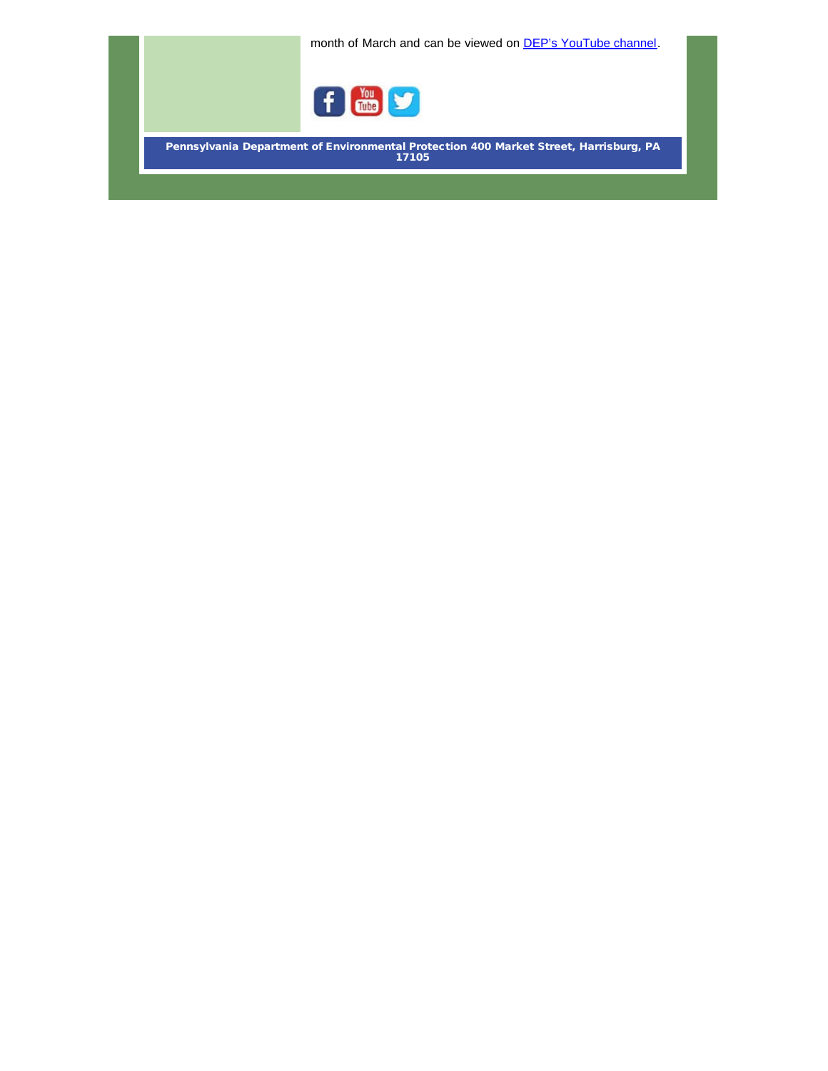month of March and can be viewed on DEP's YouTube channel.

**Pennsylvania Department of Environmental Protection 400 Market Street, Harrisburg, PA 17105**